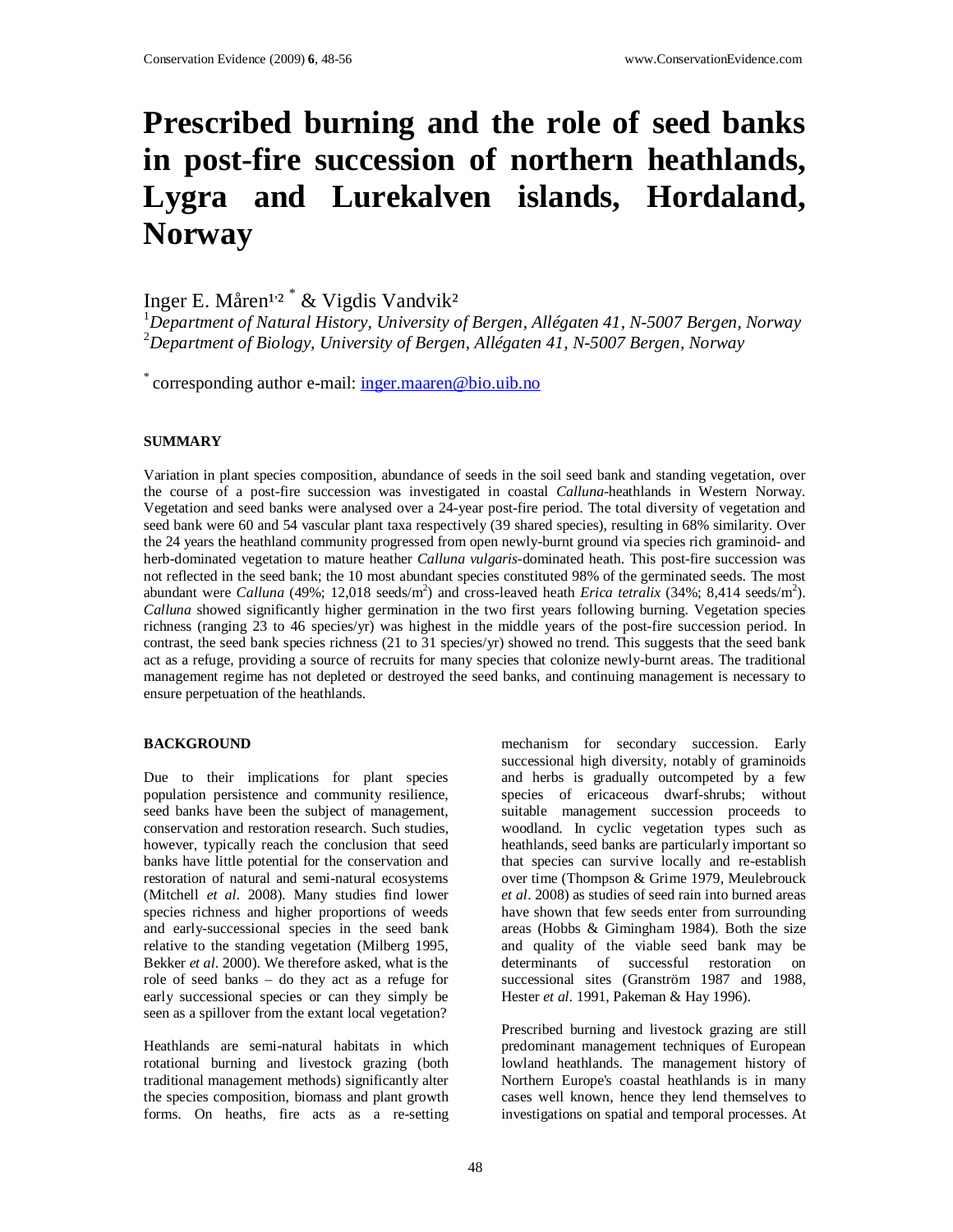# Prescribed burning and the role of seed banks in post-fire succession of northern heathlands, Lygra and Lurekalven islands, Hordaland, Norway

Inger E. Måren[1,2] * & Vigdis Vandvik[2]

[1]*Department of Natural History, University of Bergen, Allégaten 41, N-5007 Bergen, Norway*
[2]*Department of Biology, University of Bergen, Allégaten 41, N-5007 Bergen, Norway*

* corresponding author e-mail: inger.maaren@bio.uib.no

## SUMMARY

Variation in plant species composition, abundance of seeds in the soil seed bank and standing vegetation, over the course of a post-fire succession was investigated in coastal *Calluna*-heathlands in Western Norway. Vegetation and seed banks were analysed over a 24-year post-fire period. The total diversity of vegetation and seed bank were 60 and 54 vascular plant taxa respectively (39 shared species), resulting in 68% similarity. Over the 24 years the heathland community progressed from open newly-burnt ground via species rich graminoid- and herb-dominated vegetation to mature heather *Calluna vulgaris*-dominated heath. This post-fire succession was not reflected in the seed bank; the 10 most abundant species constituted 98% of the germinated seeds. The most abundant were *Calluna* (49%; 12,018 seeds/m$^2$) and cross-leaved heath *Erica tetralix* (34%; 8,414 seeds/m$^2$). *Calluna* showed significantly higher germination in the two first years following burning. Vegetation species richness (ranging 23 to 46 species/yr) was highest in the middle years of the post-fire succession period. In contrast, the seed bank species richness (21 to 31 species/yr) showed no trend. This suggests that the seed bank act as a refuge, providing a source of recruits for many species that colonize newly-burnt areas. The traditional management regime has not depleted or destroyed the seed banks, and continuing management is necessary to ensure perpetuation of the heathlands.

## BACKGROUND

Due to their implications for plant species population persistence and community resilience, seed banks have been the subject of management, conservation and restoration research. Such studies, however, typically reach the conclusion that seed banks have little potential for the conservation and restoration of natural and semi-natural ecosystems (Mitchell *et al*. 2008). Many studies find lower species richness and higher proportions of weeds and early-successional species in the seed bank relative to the standing vegetation (Milberg 1995, Bekker *et al*. 2000). We therefore asked, what is the role of seed banks – do they act as a refuge for early successional species or can they simply be seen as a spillover from the extant local vegetation?

Heathlands are semi-natural habitats in which rotational burning and livestock grazing (both traditional management methods) significantly alter the species composition, biomass and plant growth forms. On heaths, fire acts as a re-setting mechanism for secondary succession. Early successional high diversity, notably of graminoids and herbs is gradually outcompeted by a few species of ericaceous dwarf-shrubs; without suitable management succession proceeds to woodland. In cyclic vegetation types such as heathlands, seed banks are particularly important so that species can survive locally and re-establish over time (Thompson & Grime 1979, Meulebrouck *et al*. 2008) as studies of seed rain into burned areas have shown that few seeds enter from surrounding areas (Hobbs & Gimingham 1984). Both the size and quality of the viable seed bank may be determinants of successful restoration on successional sites (Granström 1987 and 1988, Hester *et al*. 1991, Pakeman & Hay 1996).

Prescribed burning and livestock grazing are still predominant management techniques of European lowland heathlands. The management history of Northern Europe's coastal heathlands is in many cases well known, hence they lend themselves to investigations on spatial and temporal processes. At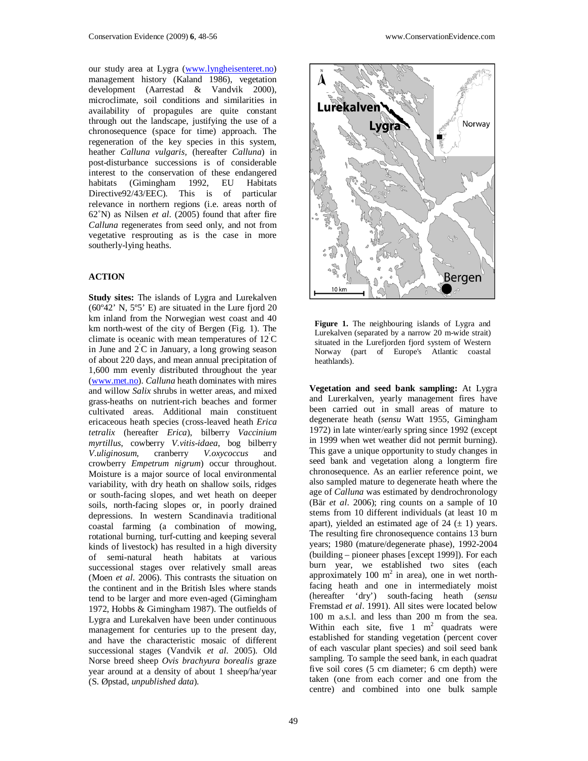our study area at Lygra (www.lyngheisenteret.no) management history (Kaland 1986), vegetation development (Aarrestad & Vandvik 2000), microclimate, soil conditions and similarities in availability of propagules are quite constant through out the landscape, justifying the use of a chronosequence (space for time) approach. The regeneration of the key species in this system, heather *Calluna vulgaris*, (hereafter *Calluna*) in post-disturbance successions is of considerable interest to the conservation of these endangered habitats (Gimingham 1992, EU Habitats Directive92/43/EEC). This is of particular relevance in northern regions (i.e. areas north of 62°N) as Nilsen *et al*. (2005) found that after fire *Calluna* regenerates from seed only, and not from vegetative resprouting as is the case in more southerly-lying heaths.

## ACTION

**Study sites:** The islands of Lygra and Lurekalven (60º42' N, 5º5' E) are situated in the Lure fjord 20 km inland from the Norwegian west coast and 40 km north-west of the city of Bergen (Fig. 1). The climate is oceanic with mean temperatures of 12°C in June and 2°C in January, a long growing season of about 220 days, and mean annual precipitation of 1,600 mm evenly distributed throughout the year (www.met.no). *Calluna* heath dominates with mires and willow *Salix* shrubs in wetter areas, and mixed grass-heaths on nutrient-rich beaches and former cultivated areas. Additional main constituent ericaceous heath species (cross-leaved heath *Erica tetralix* (hereafter *Erica*), bilberry *Vaccinium myrtillus*, cowberry *V.vitis-idaea*, bog bilberry *V.uliginosum*, cranberry *V.oxycoccus* and crowberry *Empetrum nigrum*) occur throughout. Moisture is a major source of local environmental variability, with dry heath on shallow soils, ridges or south-facing slopes, and wet heath on deeper soils, north-facing slopes or, in poorly drained depressions. In western Scandinavia traditional coastal farming (a combination of mowing, rotational burning, turf-cutting and keeping several kinds of livestock) has resulted in a high diversity of semi-natural heath habitats at various successional stages over relatively small areas (Moen *et al*. 2006). This contrasts the situation on the continent and in the British Isles where stands tend to be larger and more even-aged (Gimingham 1972, Hobbs & Gimingham 1987). The outfields of Lygra and Lurekalven have been under continuous management for centuries up to the present day, and have the characteristic mosaic of different successional stages (Vandvik *et al*. 2005). Old Norse breed sheep *Ovis brachyura borealis* graze year around at a density of about 1 sheep/ha/year (S. Øpstad, *unpublished data*).

**Figure 1.** The neighbouring islands of Lygra and Lurekalven (separated by a narrow 20 m-wide strait) situated in the Lurefjorden fjord system of Western Norway (part of Europe's Atlantic coastal heathlands).

**Vegetation and seed bank sampling:** At Lygra and Lurerkalven, yearly management fires have been carried out in small areas of mature to degenerate heath (*sensu* Watt 1955, Gimingham 1972) in late winter/early spring since 1992 (except in 1999 when wet weather did not permit burning). This gave a unique opportunity to study changes in seed bank and vegetation along a longterm fire chronosequence. As an earlier reference point, we also sampled mature to degenerate heath where the age of *Calluna* was estimated by dendrochronology (Bär *et al*. 2006); ring counts on a sample of 10 stems from 10 different individuals (at least 10 m apart), yielded an estimated age of 24 (± 1) years. The resulting fire chronosequence contains 13 burn years; 1980 (mature/degenerate phase), 1992-2004 (building – pioneer phases [except 1999]). For each burn year, we established two sites (each approximately 100 m² in area), one in wet north-facing heath and one in intermediately moist (hereafter 'dry') south-facing heath (*sensu* Fremstad *et al*. 1991). All sites were located below 100 m a.s.l. and less than 200 m from the sea. Within each site, five 1 m² quadrats were established for standing vegetation (percent cover of each vascular plant species) and soil seed bank sampling. To sample the seed bank, in each quadrat five soil cores (5 cm diameter; 6 cm depth) were taken (one from each corner and one from the centre) and combined into one bulk sample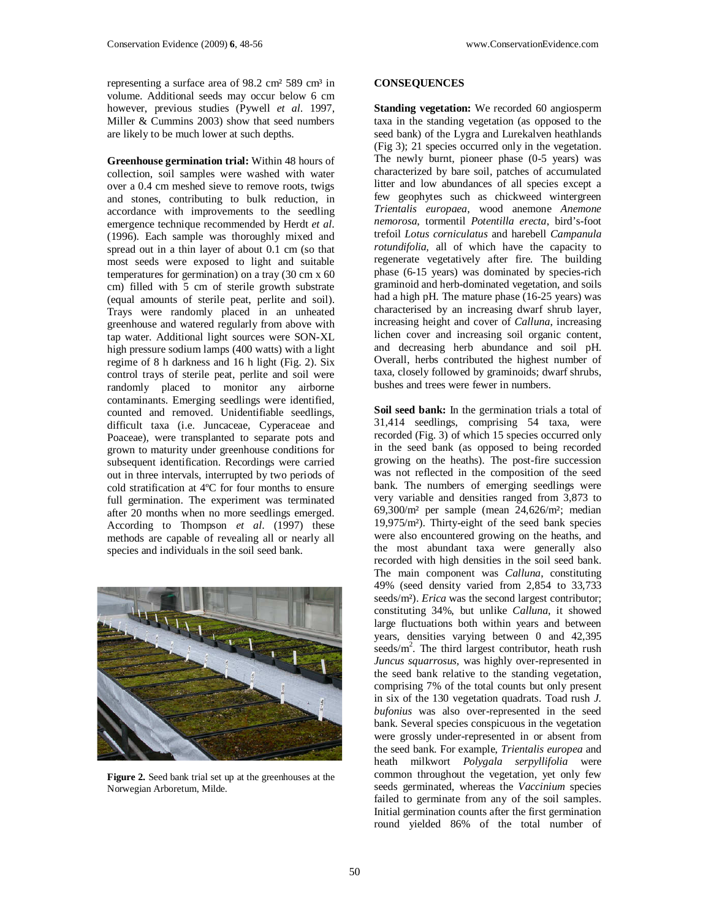representing a surface area of 98.2 cm² 589 cm³ in volume. Additional seeds may occur below 6 cm however, previous studies (Pywell *et al*. 1997, Miller & Cummins 2003) show that seed numbers are likely to be much lower at such depths.

**Greenhouse germination trial:** Within 48 hours of collection, soil samples were washed with water over a 0.4 cm meshed sieve to remove roots, twigs and stones, contributing to bulk reduction, in accordance with improvements to the seedling emergence technique recommended by Herdt *et al*. (1996). Each sample was thoroughly mixed and spread out in a thin layer of about 0.1 cm (so that most seeds were exposed to light and suitable temperatures for germination) on a tray (30 cm x 60 cm) filled with 5 cm of sterile growth substrate (equal amounts of sterile peat, perlite and soil). Trays were randomly placed in an unheated greenhouse and watered regularly from above with tap water. Additional light sources were SON-XL high pressure sodium lamps (400 watts) with a light regime of 8 h darkness and 16 h light (Fig. 2). Six control trays of sterile peat, perlite and soil were randomly placed to monitor any airborne contaminants. Emerging seedlings were identified, counted and removed. Unidentifiable seedlings, difficult taxa (i.e. Juncaceae, Cyperaceae and Poaceae), were transplanted to separate pots and grown to maturity under greenhouse conditions for subsequent identification. Recordings were carried out in three intervals, interrupted by two periods of cold stratification at 4ºC for four months to ensure full germination. The experiment was terminated after 20 months when no more seedlings emerged. According to Thompson *et al*. (1997) these methods are capable of revealing all or nearly all species and individuals in the soil seed bank.

**Figure 2.** Seed bank trial set up at the greenhouses at the Norwegian Arboretum, Milde.

## CONSEQUENCES

**Standing vegetation:** We recorded 60 angiosperm taxa in the standing vegetation (as opposed to the seed bank) of the Lygra and Lurekalven heathlands (Fig 3); 21 species occurred only in the vegetation. The newly burnt, pioneer phase (0-5 years) was characterized by bare soil, patches of accumulated litter and low abundances of all species except a few geophytes such as chickweed wintergreen *Trientalis europaea*, wood anemone *Anemone nemorosa*, tormentil *Potentilla erecta*, bird's-foot trefoil *Lotus corniculatus* and harebell *Campanula rotundifolia*, all of which have the capacity to regenerate vegetatively after fire. The building phase (6-15 years) was dominated by species-rich graminoid and herb-dominated vegetation, and soils had a high pH. The mature phase (16-25 years) was characterised by an increasing dwarf shrub layer, increasing height and cover of *Calluna*, increasing lichen cover and increasing soil organic content, and decreasing herb abundance and soil pH. Overall, herbs contributed the highest number of taxa, closely followed by graminoids; dwarf shrubs, bushes and trees were fewer in numbers.

**Soil seed bank:** In the germination trials a total of 31,414 seedlings, comprising 54 taxa, were recorded (Fig. 3) of which 15 species occurred only in the seed bank (as opposed to being recorded growing on the heaths). The post-fire succession was not reflected in the composition of the seed bank. The numbers of emerging seedlings were very variable and densities ranged from 3,873 to 69,300/m² per sample (mean 24,626/m²; median 19,975/m²). Thirty-eight of the seed bank species were also encountered growing on the heaths, and the most abundant taxa were generally also recorded with high densities in the soil seed bank. The main component was *Calluna*, constituting 49% (seed density varied from 2,854 to 33,733 seeds/m²). *Erica* was the second largest contributor; constituting 34%, but unlike *Calluna*, it showed large fluctuations both within years and between years, densities varying between 0 and 42,395 seeds/m². The third largest contributor, heath rush *Juncus squarrosus*, was highly over-represented in the seed bank relative to the standing vegetation, comprising 7% of the total counts but only present in six of the 130 vegetation quadrats. Toad rush *J. bufonius* was also over-represented in the seed bank. Several species conspicuous in the vegetation were grossly under-represented in or absent from the seed bank. For example, *Trientalis europea* and heath milkwort *Polygala serpyllifolia* were common throughout the vegetation, yet only few seeds germinated, whereas the *Vaccinium* species failed to germinate from any of the soil samples. Initial germination counts after the first germination round yielded 86% of the total number of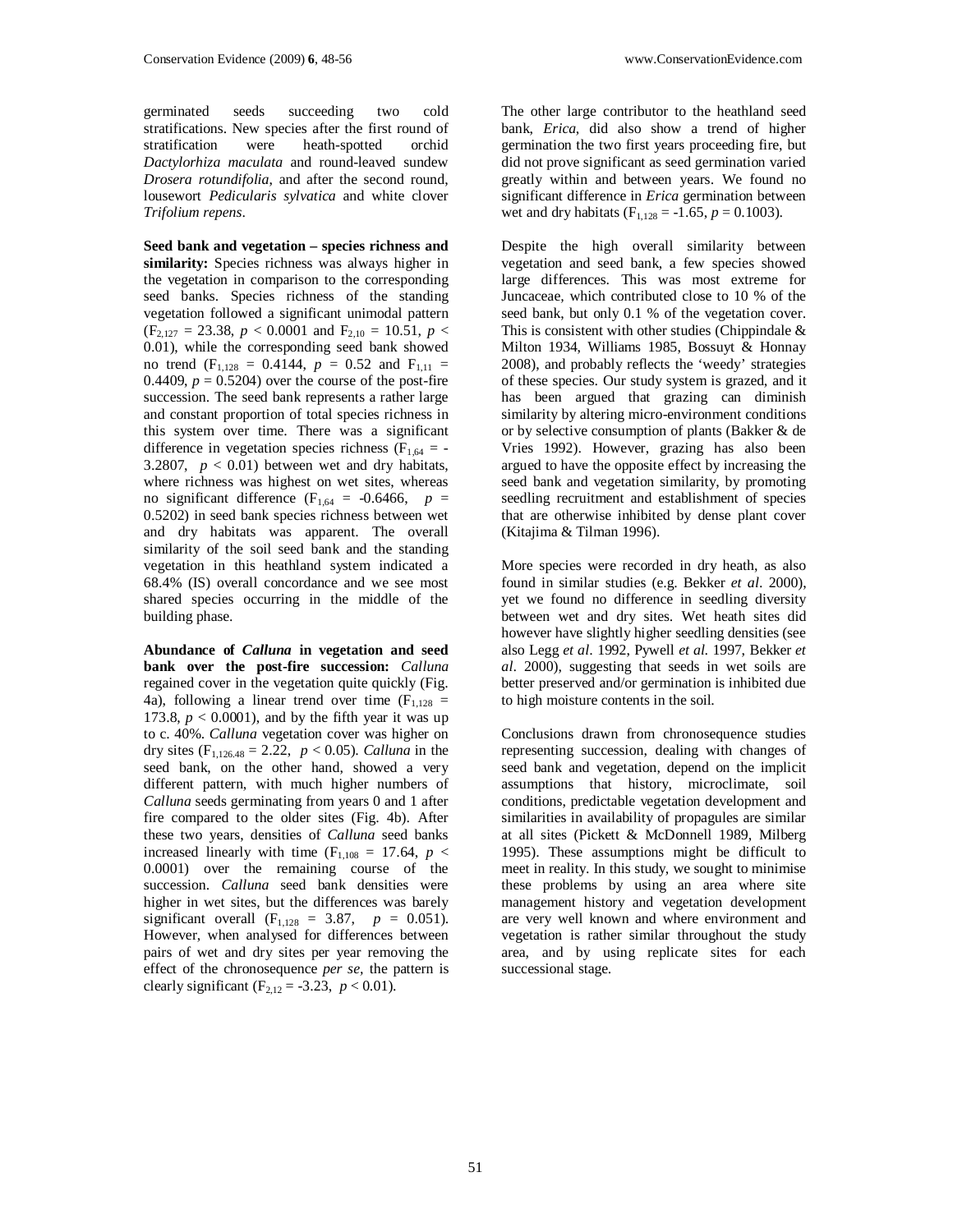germinated seeds succeeding two cold stratifications. New species after the first round of stratification were heath-spotted orchid *Dactylorhiza maculata* and round-leaved sundew *Drosera rotundifolia*, and after the second round, lousewort *Pedicularis sylvatica* and white clover *Trifolium repens*.

**Seed bank and vegetation – species richness and similarity:** Species richness was always higher in the vegetation in comparison to the corresponding seed banks. Species richness of the standing vegetation followed a significant unimodal pattern ($F_{2,127}$ = 23.38, $p$ < 0.0001 and $F_{2,10}$ = 10.51, $p$ < 0.01), while the corresponding seed bank showed no trend ($F_{1,128}$ = 0.4144, $p$ = 0.52 and $F_{1,11}$ = 0.4409, $p$ = 0.5204) over the course of the post-fire succession. The seed bank represents a rather large and constant proportion of total species richness in this system over time. There was a significant difference in vegetation species richness ($F_{1,64}$ = -3.2807, $p$ < 0.01) between wet and dry habitats, where richness was highest on wet sites, whereas no significant difference ($F_{1,64}$ = -0.6466, $p$ = 0.5202) in seed bank species richness between wet and dry habitats was apparent. The overall similarity of the soil seed bank and the standing vegetation in this heathland system indicated a 68.4% (IS) overall concordance and we see most shared species occurring in the middle of the building phase.

**Abundance of *Calluna* in vegetation and seed bank over the post-fire succession:** *Calluna* regained cover in the vegetation quite quickly (Fig. 4a), following a linear trend over time ($F_{1,128}$ = 173.8, $p$ < 0.0001), and by the fifth year it was up to c. 40%. *Calluna* vegetation cover was higher on dry sites ($F_{1,126.48}$ = 2.22, $p$ < 0.05). *Calluna* in the seed bank, on the other hand, showed a very different pattern, with much higher numbers of *Calluna* seeds germinating from years 0 and 1 after fire compared to the older sites (Fig. 4b). After these two years, densities of *Calluna* seed banks increased linearly with time ($F_{1,108}$ = 17.64, $p$ < 0.0001) over the remaining course of the succession. *Calluna* seed bank densities were higher in wet sites, but the differences was barely significant overall ($F_{1,128}$ = 3.87, $p$ = 0.051). However, when analysed for differences between pairs of wet and dry sites per year removing the effect of the chronosequence *per se*, the pattern is clearly significant ($F_{2,12}$ = -3.23, $p$ < 0.01).

The other large contributor to the heathland seed bank, *Erica*, did also show a trend of higher germination the two first years proceeding fire, but did not prove significant as seed germination varied greatly within and between years. We found no significant difference in *Erica* germination between wet and dry habitats ($F_{1,128}$ = -1.65, $p$ = 0.1003).

Despite the high overall similarity between vegetation and seed bank, a few species showed large differences. This was most extreme for Juncaceae, which contributed close to 10 % of the seed bank, but only 0.1 % of the vegetation cover. This is consistent with other studies (Chippindale & Milton 1934, Williams 1985, Bossuyt & Honnay 2008), and probably reflects the 'weedy' strategies of these species. Our study system is grazed, and it has been argued that grazing can diminish similarity by altering micro-environment conditions or by selective consumption of plants (Bakker & de Vries 1992). However, grazing has also been argued to have the opposite effect by increasing the seed bank and vegetation similarity, by promoting seedling recruitment and establishment of species that are otherwise inhibited by dense plant cover (Kitajima & Tilman 1996).

More species were recorded in dry heath, as also found in similar studies (e.g. Bekker *et al*. 2000), yet we found no difference in seedling diversity between wet and dry sites. Wet heath sites did however have slightly higher seedling densities (see also Legg *et al*. 1992, Pywell *et al*. 1997, Bekker *et al*. 2000), suggesting that seeds in wet soils are better preserved and/or germination is inhibited due to high moisture contents in the soil.

Conclusions drawn from chronosequence studies representing succession, dealing with changes of seed bank and vegetation, depend on the implicit assumptions that history, microclimate, soil conditions, predictable vegetation development and similarities in availability of propagules are similar at all sites (Pickett & McDonnell 1989, Milberg 1995). These assumptions might be difficult to meet in reality. In this study, we sought to minimise these problems by using an area where site management history and vegetation development are very well known and where environment and vegetation is rather similar throughout the study area, and by using replicate sites for each successional stage.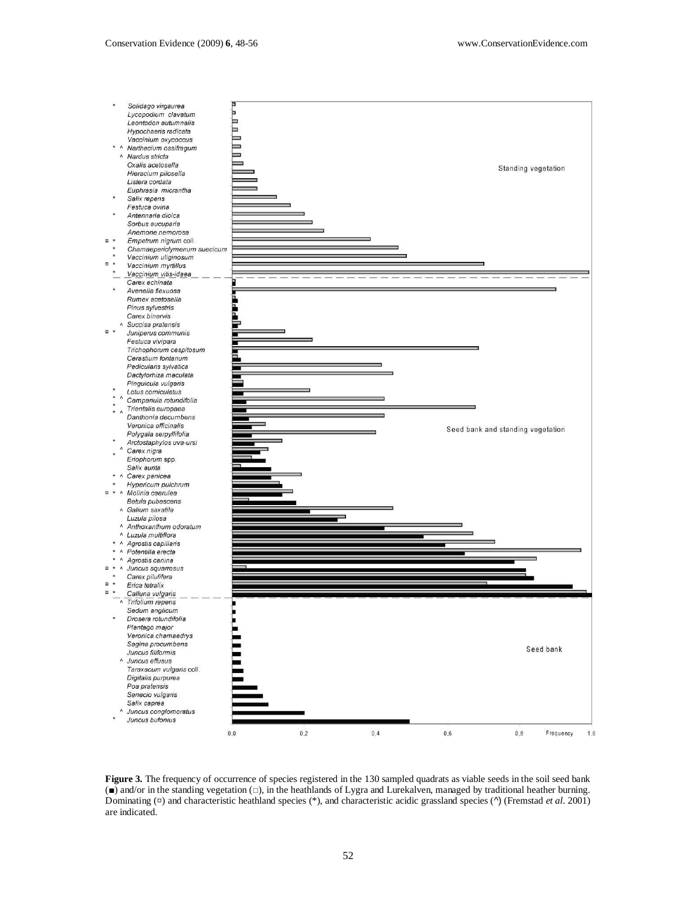**Figure 3.** The frequency of occurrence of species registered in the 130 sampled quadrats as viable seeds in the soil seed bank (■) and/or in the standing vegetation (□), in the heathlands of Lygra and Lurekalven, managed by traditional heather burning. Dominating (¤) and characteristic heathland species (*), and characteristic acidic grassland species (^) (Fremstad *et al*. 2001) are indicated.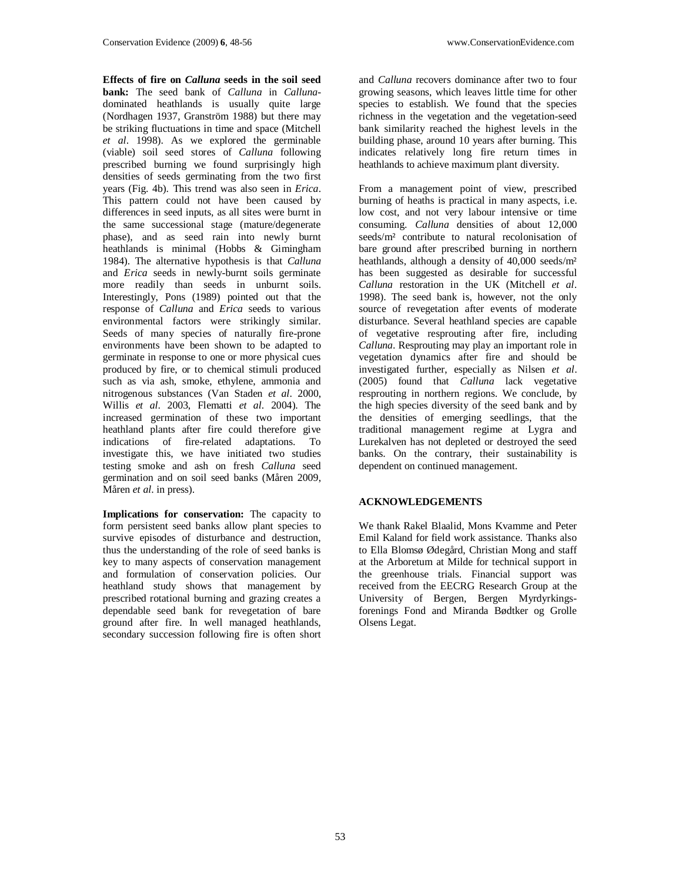**Effects of fire on *Calluna* seeds in the soil seed bank:** The seed bank of *Calluna* in *Calluna*-dominated heathlands is usually quite large (Nordhagen 1937, Granström 1988) but there may be striking fluctuations in time and space (Mitchell *et al*. 1998). As we explored the germinable (viable) soil seed stores of *Calluna* following prescribed burning we found surprisingly high densities of seeds germinating from the two first years (Fig. 4b). This trend was also seen in *Erica*. This pattern could not have been caused by differences in seed inputs, as all sites were burnt in the same successional stage (mature/degenerate phase), and as seed rain into newly burnt heathlands is minimal (Hobbs & Gimingham 1984). The alternative hypothesis is that *Calluna* and *Erica* seeds in newly-burnt soils germinate more readily than seeds in unburnt soils. Interestingly, Pons (1989) pointed out that the response of *Calluna* and *Erica* seeds to various environmental factors were strikingly similar. Seeds of many species of naturally fire-prone environments have been shown to be adapted to germinate in response to one or more physical cues produced by fire, or to chemical stimuli produced such as via ash, smoke, ethylene, ammonia and nitrogenous substances (Van Staden *et al*. 2000, Willis *et al*. 2003, Flematti *et al*. 2004). The increased germination of these two important heathland plants after fire could therefore give indications of fire-related adaptations. To investigate this, we have initiated two studies testing smoke and ash on fresh *Calluna* seed germination and on soil seed banks (Måren 2009, Måren *et al*. in press).

**Implications for conservation:** The capacity to form persistent seed banks allow plant species to survive episodes of disturbance and destruction, thus the understanding of the role of seed banks is key to many aspects of conservation management and formulation of conservation policies. Our heathland study shows that management by prescribed rotational burning and grazing creates a dependable seed bank for revegetation of bare ground after fire. In well managed heathlands, secondary succession following fire is often short and *Calluna* recovers dominance after two to four growing seasons, which leaves little time for other species to establish. We found that the species richness in the vegetation and the vegetation-seed bank similarity reached the highest levels in the building phase, around 10 years after burning. This indicates relatively long fire return times in heathlands to achieve maximum plant diversity.

From a management point of view, prescribed burning of heaths is practical in many aspects, i.e. low cost, and not very labour intensive or time consuming. *Calluna* densities of about 12,000 seeds/m² contribute to natural recolonisation of bare ground after prescribed burning in northern heathlands, although a density of 40,000 seeds/m² has been suggested as desirable for successful *Calluna* restoration in the UK (Mitchell *et al*. 1998). The seed bank is, however, not the only source of revegetation after events of moderate disturbance. Several heathland species are capable of vegetative resprouting after fire, including *Calluna*. Resprouting may play an important role in vegetation dynamics after fire and should be investigated further, especially as Nilsen *et al*. (2005) found that *Calluna* lack vegetative resprouting in northern regions. We conclude, by the high species diversity of the seed bank and by the densities of emerging seedlings, that the traditional management regime at Lygra and Lurekalven has not depleted or destroyed the seed banks. On the contrary, their sustainability is dependent on continued management.

## ACKNOWLEDGEMENTS

We thank Rakel Blaalid, Mons Kvamme and Peter Emil Kaland for field work assistance. Thanks also to Ella Blomsø Ødegård, Christian Mong and staff at the Arboretum at Milde for technical support in the greenhouse trials. Financial support was received from the EECRG Research Group at the University of Bergen, Bergen Myrdyrkings-forenings Fond and Miranda Bødtker og Grolle Olsens Legat.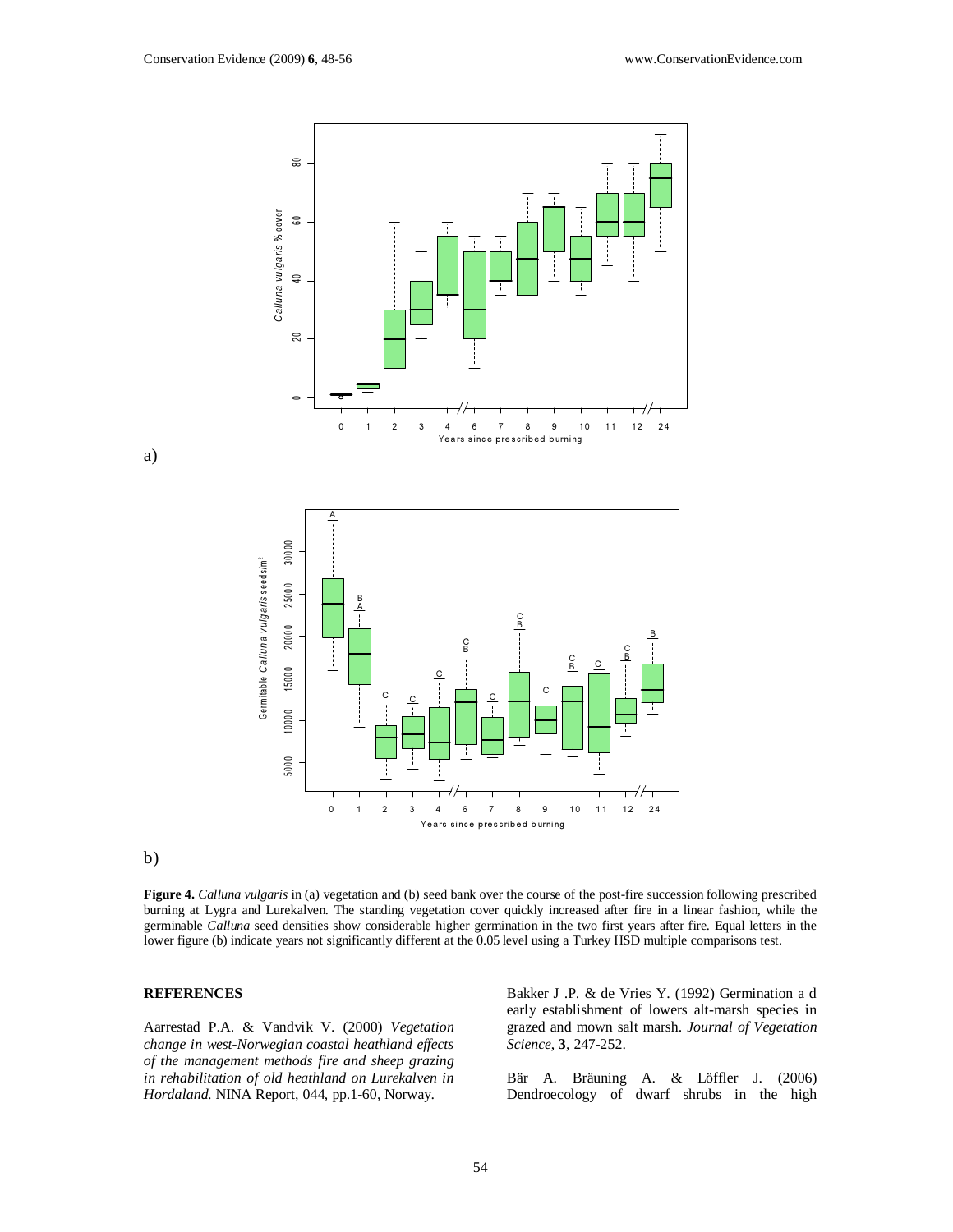a)

b)

**Figure 4.** *Calluna vulgaris* in (a) vegetation and (b) seed bank over the course of the post-fire succession following prescribed burning at Lygra and Lurekalven. The standing vegetation cover quickly increased after fire in a linear fashion, while the germinable *Calluna* seed densities show considerable higher germination in the two first years after fire. Equal letters in the lower figure (b) indicate years not significantly different at the 0.05 level using a Turkey HSD multiple comparisons test.

## REFERENCES

Aarrestad P.A. & Vandvik V. (2000) *Vegetation change in west-Norwegian coastal heathland effects of the management methods fire and sheep grazing in rehabilitation of old heathland on Lurekalven in Hordaland*. NINA Report, 044, pp.1-60, Norway.

Bakker J .P. & de Vries Y. (1992) Germination a d early establishment of lowers alt-marsh species in grazed and mown salt marsh. *Journal of Vegetation Science*, **3**, 247-252.

Bär A. Bräuning A. & Löffler J. (2006) Dendroecology of dwarf shrubs in the high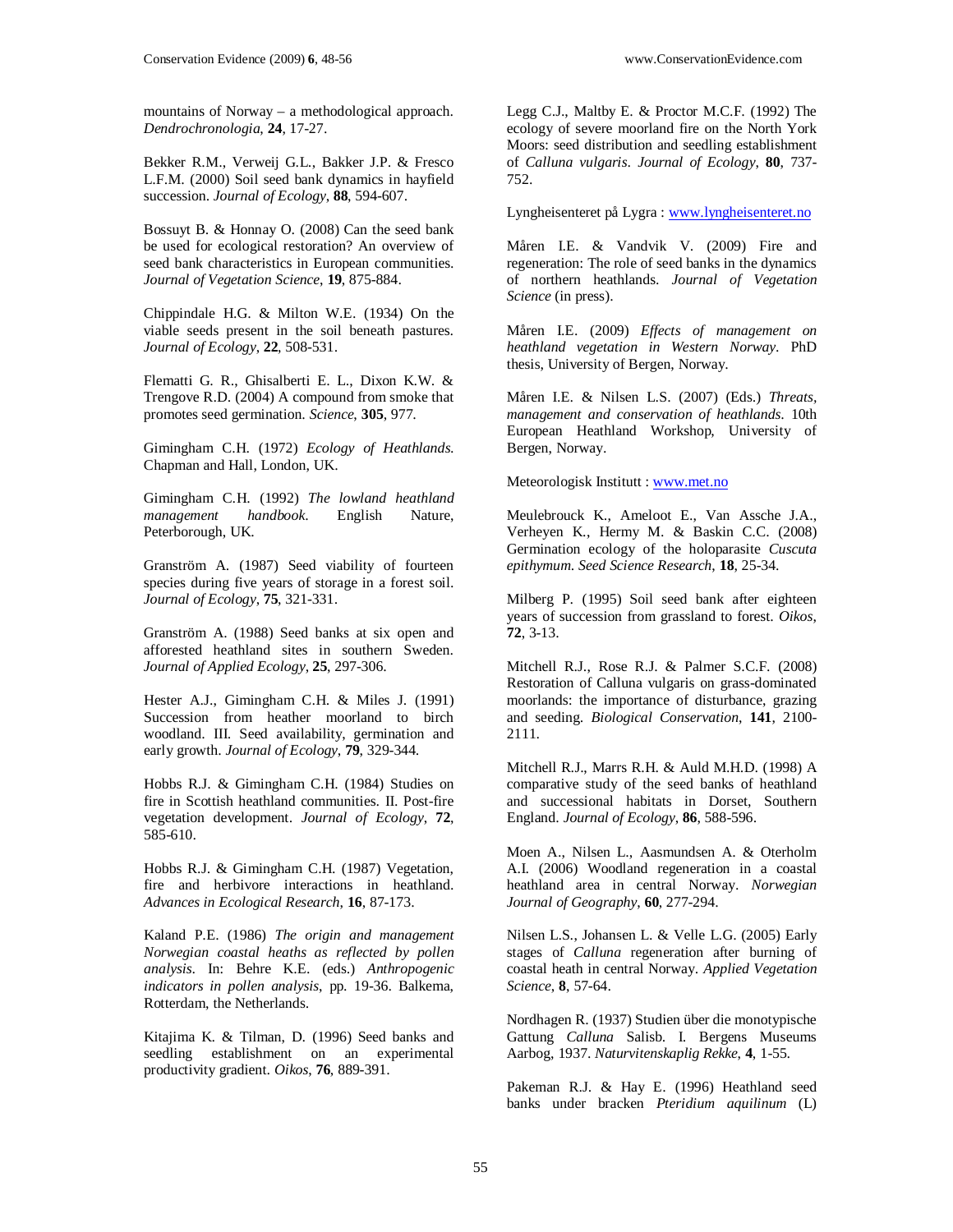mountains of Norway – a methodological approach. *Dendrochronologia*, **24**, 17-27.

Bekker R.M., Verweij G.L., Bakker J.P. & Fresco L.F.M. (2000) Soil seed bank dynamics in hayfield succession. *Journal of Ecology*, **88**, 594-607.

Bossuyt B. & Honnay O. (2008) Can the seed bank be used for ecological restoration? An overview of seed bank characteristics in European communities. *Journal of Vegetation Science*, **19**, 875-884.

Chippindale H.G. & Milton W.E. (1934) On the viable seeds present in the soil beneath pastures. *Journal of Ecology*, **22**, 508-531.

Flematti G. R., Ghisalberti E. L., Dixon K.W. & Trengove R.D. (2004) A compound from smoke that promotes seed germination. *Science*, **305**, 977.

Gimingham C.H. (1972) *Ecology of Heathlands*. Chapman and Hall, London, UK.

Gimingham C.H. (1992) *The lowland heathland management handbook*. English Nature, Peterborough, UK.

Granström A. (1987) Seed viability of fourteen species during five years of storage in a forest soil. *Journal of Ecology*, **75**, 321-331.

Granström A. (1988) Seed banks at six open and afforested heathland sites in southern Sweden. *Journal of Applied Ecology*, **25**, 297-306.

Hester A.J., Gimingham C.H. & Miles J. (1991) Succession from heather moorland to birch woodland. III. Seed availability, germination and early growth. *Journal of Ecology*, **79**, 329-344.

Hobbs R.J. & Gimingham C.H. (1984) Studies on fire in Scottish heathland communities. II. Post-fire vegetation development. *Journal of Ecology*, **72**, 585-610.

Hobbs R.J. & Gimingham C.H. (1987) Vegetation, fire and herbivore interactions in heathland. *Advances in Ecological Research*, **16**, 87-173.

Kaland P.E. (1986) *The origin and management Norwegian coastal heaths as reflected by pollen analysis*. In: Behre K.E. (eds.) *Anthropogenic indicators in pollen analysis*, pp. 19-36. Balkema, Rotterdam, the Netherlands.

Kitajima K. & Tilman, D. (1996) Seed banks and seedling establishment on an experimental productivity gradient. *Oikos*, **76**, 889-391.

Legg C.J., Maltby E. & Proctor M.C.F. (1992) The ecology of severe moorland fire on the North York Moors: seed distribution and seedling establishment of *Calluna vulgaris*. *Journal of Ecology*, **80**, 737-752.

Lyngheisenteret på Lygra : www.lyngheisenteret.no

Måren I.E. & Vandvik V. (2009) Fire and regeneration: The role of seed banks in the dynamics of northern heathlands. *Journal of Vegetation Science* (in press).

Måren I.E. (2009) *Effects of management on heathland vegetation in Western Norway*. PhD thesis, University of Bergen, Norway.

Måren I.E. & Nilsen L.S. (2007) (Eds.) *Threats, management and conservation of heathlands*. 10th European Heathland Workshop, University of Bergen, Norway.

Meteorologisk Institutt : www.met.no

Meulebrouck K., Ameloot E., Van Assche J.A., Verheyen K., Hermy M. & Baskin C.C. (2008) Germination ecology of the holoparasite *Cuscuta epithymum*. *Seed Science Research*, **18**, 25-34.

Milberg P. (1995) Soil seed bank after eighteen years of succession from grassland to forest. *Oikos*, **72**, 3-13.

Mitchell R.J., Rose R.J. & Palmer S.C.F. (2008) Restoration of Calluna vulgaris on grass-dominated moorlands: the importance of disturbance, grazing and seeding. *Biological Conservation*, **141**, 2100-2111.

Mitchell R.J., Marrs R.H. & Auld M.H.D. (1998) A comparative study of the seed banks of heathland and successional habitats in Dorset, Southern England. *Journal of Ecology*, **86**, 588-596.

Moen A., Nilsen L., Aasmundsen A. & Oterholm A.I. (2006) Woodland regeneration in a coastal heathland area in central Norway. *Norwegian Journal of Geography*, **60**, 277-294.

Nilsen L.S., Johansen L. & Velle L.G. (2005) Early stages of *Calluna* regeneration after burning of coastal heath in central Norway. *Applied Vegetation Science*, **8**, 57-64.

Nordhagen R. (1937) Studien über die monotypische Gattung *Calluna* Salisb. I. Bergens Museums Aarbog, 1937. *Naturvitenskaplig Rekke*, **4**, 1-55.

Pakeman R.J. & Hay E. (1996) Heathland seed banks under bracken *Pteridium aquilinum* (L)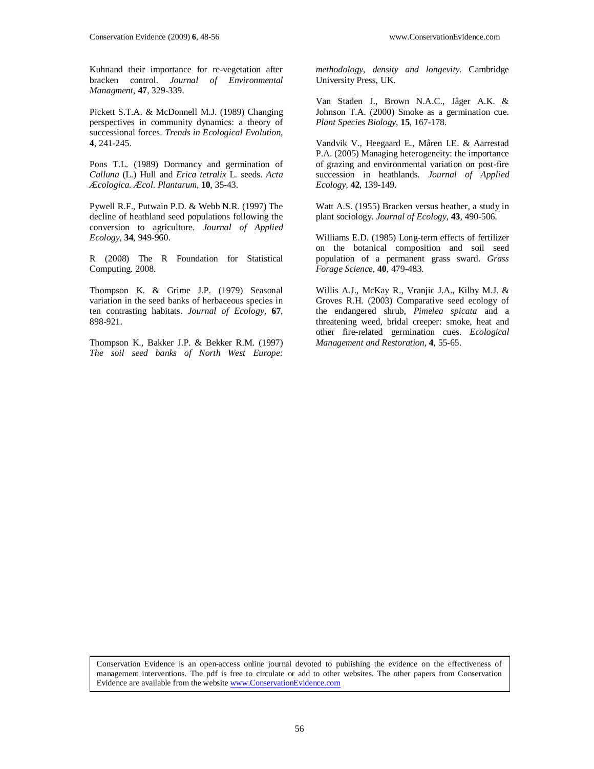Kuhnand their importance for re-vegetation after bracken control. *Journal of Environmental Managment*, **47**, 329-339.

Pickett S.T.A. & McDonnell M.J. (1989) Changing perspectives in community dynamics: a theory of successional forces. *Trends in Ecological Evolution*, **4**, 241-245.

Pons T.L. (1989) Dormancy and germination of *Calluna* (L.) Hull and *Erica tetralix* L. seeds. *Acta Æcologica. Æcol. Plantarum*, **10**, 35-43.

Pywell R.F., Putwain P.D. & Webb N.R. (1997) The decline of heathland seed populations following the conversion to agriculture. *Journal of Applied Ecology*, **34**, 949-960.

R (2008) The R Foundation for Statistical Computing. 2008.

Thompson K. & Grime J.P. (1979) Seasonal variation in the seed banks of herbaceous species in ten contrasting habitats. *Journal of Ecology*, **67**, 898-921.

Thompson K., Bakker J.P. & Bekker R.M. (1997) *The soil seed banks of North West Europe: methodology, density and longevity*. Cambridge University Press, UK.

Van Staden J., Brown N.A.C., Jâger A.K. & Johnson T.A. (2000) Smoke as a germination cue. *Plant Species Biology*, **15**, 167-178.

Vandvik V., Heegaard E., Måren I.E. & Aarrestad P.A. (2005) Managing heterogeneity: the importance of grazing and environmental variation on post-fire succession in heathlands. *Journal of Applied Ecology*, **42**, 139-149.

Watt A.S. (1955) Bracken versus heather, a study in plant sociology. *Journal of Ecology*, **43**, 490-506.

Williams E.D. (1985) Long-term effects of fertilizer on the botanical composition and soil seed population of a permanent grass sward. *Grass Forage Science*, **40**, 479-483.

Willis A.J., McKay R., Vranjic J.A., Kilby M.J. & Groves R.H. (2003) Comparative seed ecology of the endangered shrub, *Pimelea spicata* and a threatening weed, bridal creeper: smoke, heat and other fire-related germination cues. *Ecological Management and Restoration*, **4**, 55-65.

Conservation Evidence is an open-access online journal devoted to publishing the evidence on the effectiveness of management interventions. The pdf is free to circulate or add to other websites. The other papers from Conservation Evidence are available from the website www.ConservationEvidence.com